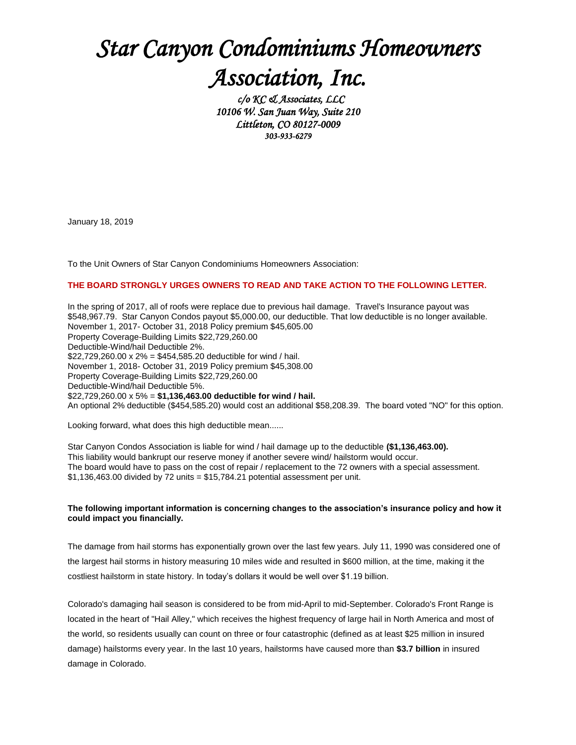# *Star Canyon Condominiums Homeowners Association, Inc.*

*c/o KC & Associates, LLC*
*10106 W. San Juan Way, Suite 210*
*Littleton, CO 80127-0009*
*303-933-6279*

January 18, 2019

To the Unit Owners of Star Canyon Condominiums Homeowners Association:

**THE BOARD STRONGLY URGES OWNERS TO READ AND TAKE ACTION TO THE FOLLOWING LETTER.**

In the spring of 2017, all of roofs were replace due to previous hail damage. Travel's Insurance payout was $548,967.79. Star Canyon Condos payout $5,000.00, our deductible. That low deductible is no longer available.
November 1, 2017- October 31, 2018 Policy premium $45,605.00
Property Coverage-Building Limits $22,729,260.00
Deductible-Wind/hail Deductible 2%.
$22,729,260.00 x 2% = $454,585.20 deductible for wind / hail.
November 1, 2018- October 31, 2019 Policy premium $45,308.00
Property Coverage-Building Limits $22,729,260.00
Deductible-Wind/hail Deductible 5%.
$22,729,260.00 x 5% = **$1,136,463.00 deductible for wind / hail.**
An optional 2% deductible ($454,585.20) would cost an additional $58,208.39. The board voted "NO" for this option.

Looking forward, what does this high deductible mean......

Star Canyon Condos Association is liable for wind / hail damage up to the deductible **($1,136,463.00).**
This liability would bankrupt our reserve money if another severe wind/ hailstorm would occur.
The board would have to pass on the cost of repair / replacement to the 72 owners with a special assessment.
$1,136,463.00 divided by 72 units = $15,784.21 potential assessment per unit.

**The following important information is concerning changes to the association's insurance policy and how it could impact you financially.**

The damage from hail storms has exponentially grown over the last few years. July 11, 1990 was considered one of the largest hail storms in history measuring 10 miles wide and resulted in $600 million, at the time, making it the costliest hailstorm in state history. In today's dollars it would be well over $1.19 billion.

Colorado's damaging hail season is considered to be from mid-April to mid-September. Colorado's Front Range is located in the heart of "Hail Alley," which receives the highest frequency of large hail in North America and most of the world, so residents usually can count on three or four catastrophic (defined as at least $25 million in insured damage) hailstorms every year. In the last 10 years, hailstorms have caused more than **$3.7 billion** in insured damage in Colorado.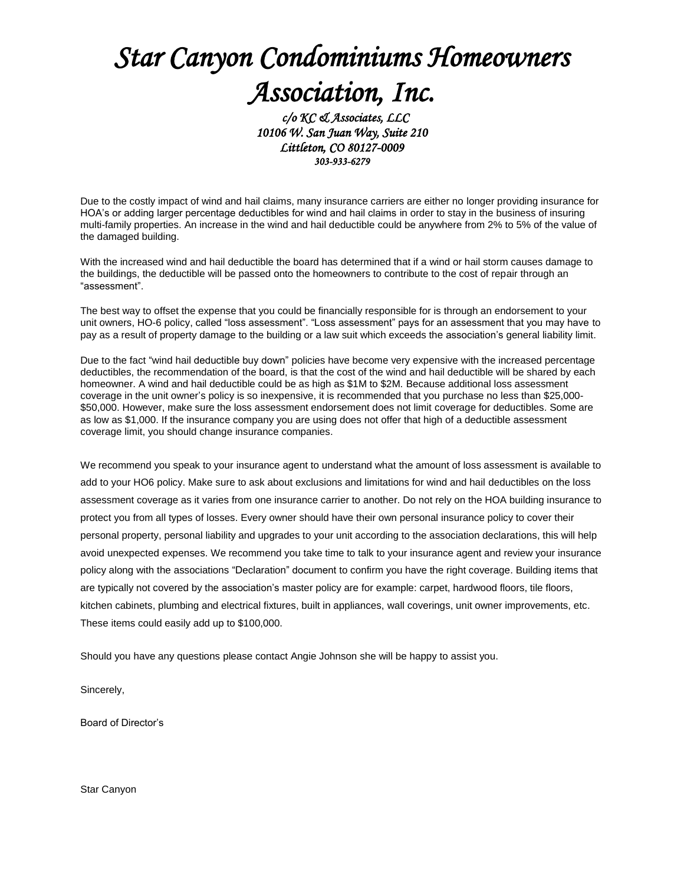# *Star Canyon Condominiums Homeowners Association, Inc.*

*c/o KC & Associates, LLC*
*10106 W. San Juan Way, Suite 210*
*Littleton, CO 80127-0009*
*303-933-6279*

Due to the costly impact of wind and hail claims, many insurance carriers are either no longer providing insurance for HOA's or adding larger percentage deductibles for wind and hail claims in order to stay in the business of insuring multi-family properties. An increase in the wind and hail deductible could be anywhere from 2% to 5% of the value of the damaged building.

With the increased wind and hail deductible the board has determined that if a wind or hail storm causes damage to the buildings, the deductible will be passed onto the homeowners to contribute to the cost of repair through an "assessment".

The best way to offset the expense that you could be financially responsible for is through an endorsement to your unit owners, HO-6 policy, called "loss assessment". "Loss assessment" pays for an assessment that you may have to pay as a result of property damage to the building or a law suit which exceeds the association's general liability limit.

Due to the fact "wind hail deductible buy down" policies have become very expensive with the increased percentage deductibles, the recommendation of the board, is that the cost of the wind and hail deductible will be shared by each homeowner. A wind and hail deductible could be as high as $1M to $2M. Because additional loss assessment coverage in the unit owner's policy is so inexpensive, it is recommended that you purchase no less than $25,000-$50,000. However, make sure the loss assessment endorsement does not limit coverage for deductibles. Some are as low as $1,000. If the insurance company you are using does not offer that high of a deductible assessment coverage limit, you should change insurance companies.

We recommend you speak to your insurance agent to understand what the amount of loss assessment is available to add to your HO6 policy. Make sure to ask about exclusions and limitations for wind and hail deductibles on the loss assessment coverage as it varies from one insurance carrier to another. Do not rely on the HOA building insurance to protect you from all types of losses. Every owner should have their own personal insurance policy to cover their personal property, personal liability and upgrades to your unit according to the association declarations, this will help avoid unexpected expenses. We recommend you take time to talk to your insurance agent and review your insurance policy along with the associations "Declaration" document to confirm you have the right coverage. Building items that are typically not covered by the association's master policy are for example: carpet, hardwood floors, tile floors, kitchen cabinets, plumbing and electrical fixtures, built in appliances, wall coverings, unit owner improvements, etc. These items could easily add up to $100,000.

Should you have any questions please contact Angie Johnson she will be happy to assist you.

Sincerely,

Board of Director's

Star Canyon